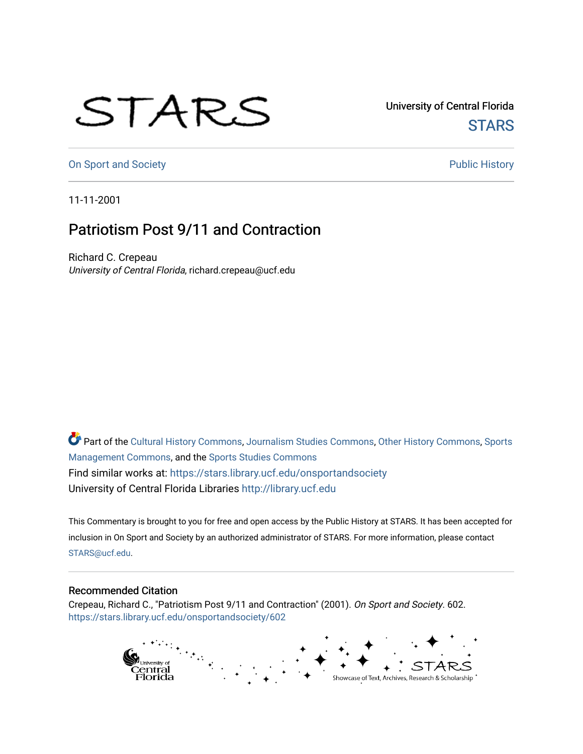University of Central Florida

STARS

On Sport and Society

Public History

11-11-2001

# Patriotism Post 9/11 and Contraction

Richard C. Crepeau
*University of Central Florida*, richard.crepeau@ucf.edu

Part of the Cultural History Commons, Journalism Studies Commons, Other History Commons, Sports Management Commons, and the Sports Studies Commons

Find similar works at: https://stars.library.ucf.edu/onsportandsociety

University of Central Florida Libraries http://library.ucf.edu

This Commentary is brought to you for free and open access by the Public History at STARS. It has been accepted for inclusion in On Sport and Society by an authorized administrator of STARS. For more information, please contact STARS@ucf.edu.

## Recommended Citation

Crepeau, Richard C., "Patriotism Post 9/11 and Contraction" (2001). *On Sport and Society*. 602.
https://stars.library.ucf.edu/onsportandsociety/602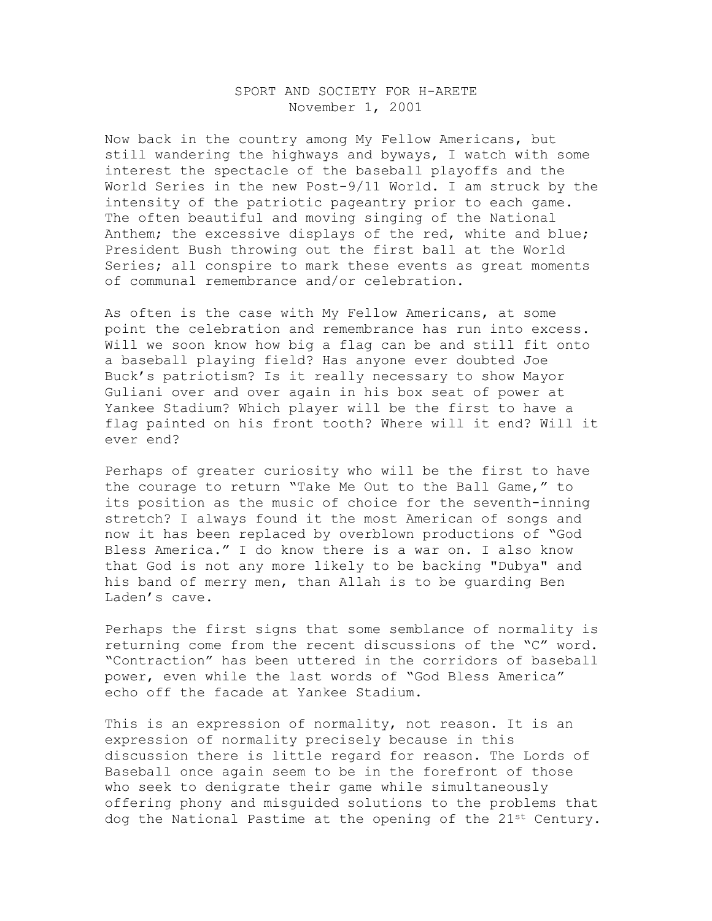SPORT AND SOCIETY FOR H-ARETE
November 1, 2001

Now back in the country among My Fellow Americans, but still wandering the highways and byways, I watch with some interest the spectacle of the baseball playoffs and the World Series in the new Post-9/11 World. I am struck by the intensity of the patriotic pageantry prior to each game. The often beautiful and moving singing of the National Anthem; the excessive displays of the red, white and blue; President Bush throwing out the first ball at the World Series; all conspire to mark these events as great moments of communal remembrance and/or celebration.

As often is the case with My Fellow Americans, at some point the celebration and remembrance has run into excess. Will we soon know how big a flag can be and still fit onto a baseball playing field? Has anyone ever doubted Joe Buck's patriotism? Is it really necessary to show Mayor Guliani over and over again in his box seat of power at Yankee Stadium? Which player will be the first to have a flag painted on his front tooth? Where will it end? Will it ever end?

Perhaps of greater curiosity who will be the first to have the courage to return "Take Me Out to the Ball Game," to its position as the music of choice for the seventh-inning stretch? I always found it the most American of songs and now it has been replaced by overblown productions of "God Bless America." I do know there is a war on. I also know that God is not any more likely to be backing "Dubya" and his band of merry men, than Allah is to be guarding Ben Laden's cave.

Perhaps the first signs that some semblance of normality is returning come from the recent discussions of the "C" word. "Contraction" has been uttered in the corridors of baseball power, even while the last words of "God Bless America" echo off the facade at Yankee Stadium.

This is an expression of normality, not reason. It is an expression of normality precisely because in this discussion there is little regard for reason. The Lords of Baseball once again seem to be in the forefront of those who seek to denigrate their game while simultaneously offering phony and misguided solutions to the problems that dog the National Pastime at the opening of the 21st Century.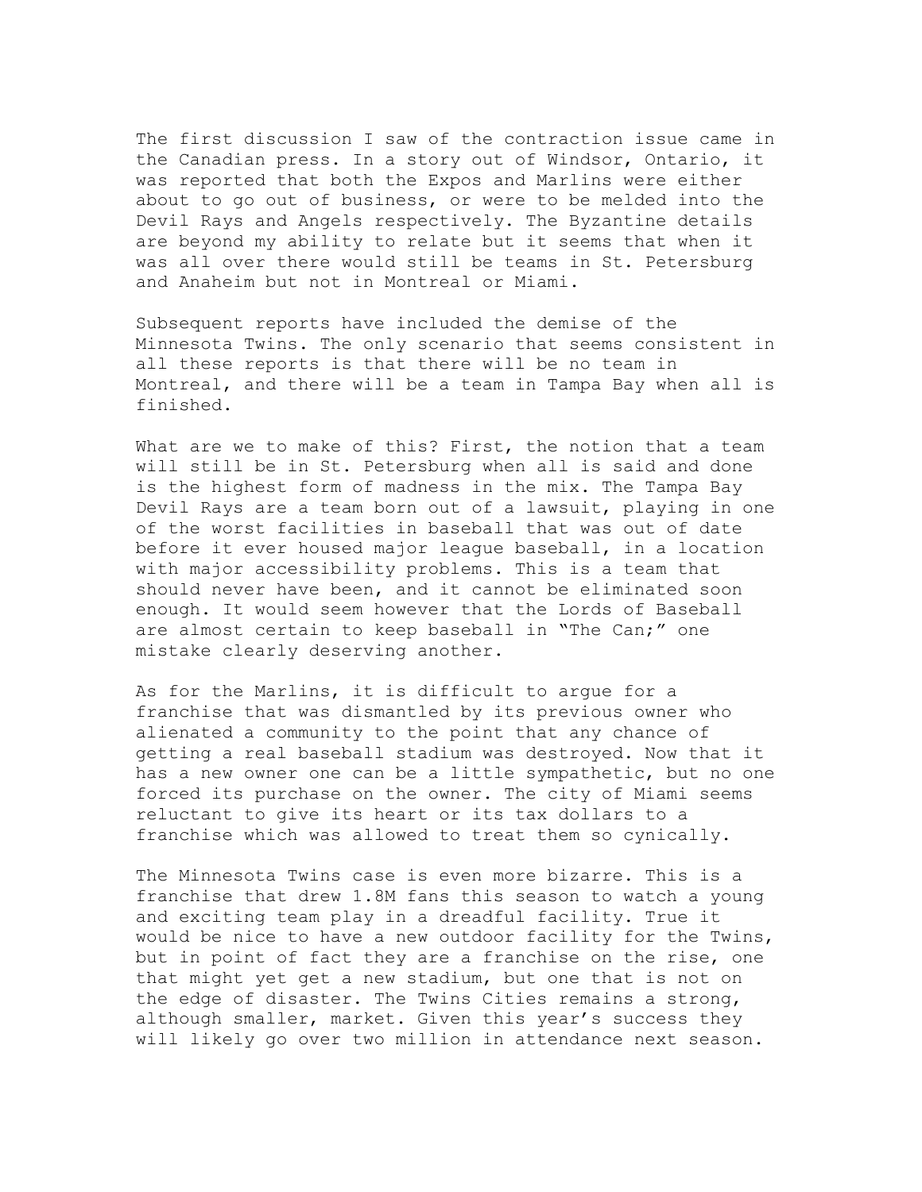The first discussion I saw of the contraction issue came in the Canadian press. In a story out of Windsor, Ontario, it was reported that both the Expos and Marlins were either about to go out of business, or were to be melded into the Devil Rays and Angels respectively. The Byzantine details are beyond my ability to relate but it seems that when it was all over there would still be teams in St. Petersburg and Anaheim but not in Montreal or Miami.

Subsequent reports have included the demise of the Minnesota Twins. The only scenario that seems consistent in all these reports is that there will be no team in Montreal, and there will be a team in Tampa Bay when all is finished.

What are we to make of this? First, the notion that a team will still be in St. Petersburg when all is said and done is the highest form of madness in the mix. The Tampa Bay Devil Rays are a team born out of a lawsuit, playing in one of the worst facilities in baseball that was out of date before it ever housed major league baseball, in a location with major accessibility problems. This is a team that should never have been, and it cannot be eliminated soon enough. It would seem however that the Lords of Baseball are almost certain to keep baseball in "The Can;" one mistake clearly deserving another.

As for the Marlins, it is difficult to argue for a franchise that was dismantled by its previous owner who alienated a community to the point that any chance of getting a real baseball stadium was destroyed. Now that it has a new owner one can be a little sympathetic, but no one forced its purchase on the owner. The city of Miami seems reluctant to give its heart or its tax dollars to a franchise which was allowed to treat them so cynically.

The Minnesota Twins case is even more bizarre. This is a franchise that drew 1.8M fans this season to watch a young and exciting team play in a dreadful facility. True it would be nice to have a new outdoor facility for the Twins, but in point of fact they are a franchise on the rise, one that might yet get a new stadium, but one that is not on the edge of disaster. The Twins Cities remains a strong, although smaller, market. Given this year's success they will likely go over two million in attendance next season.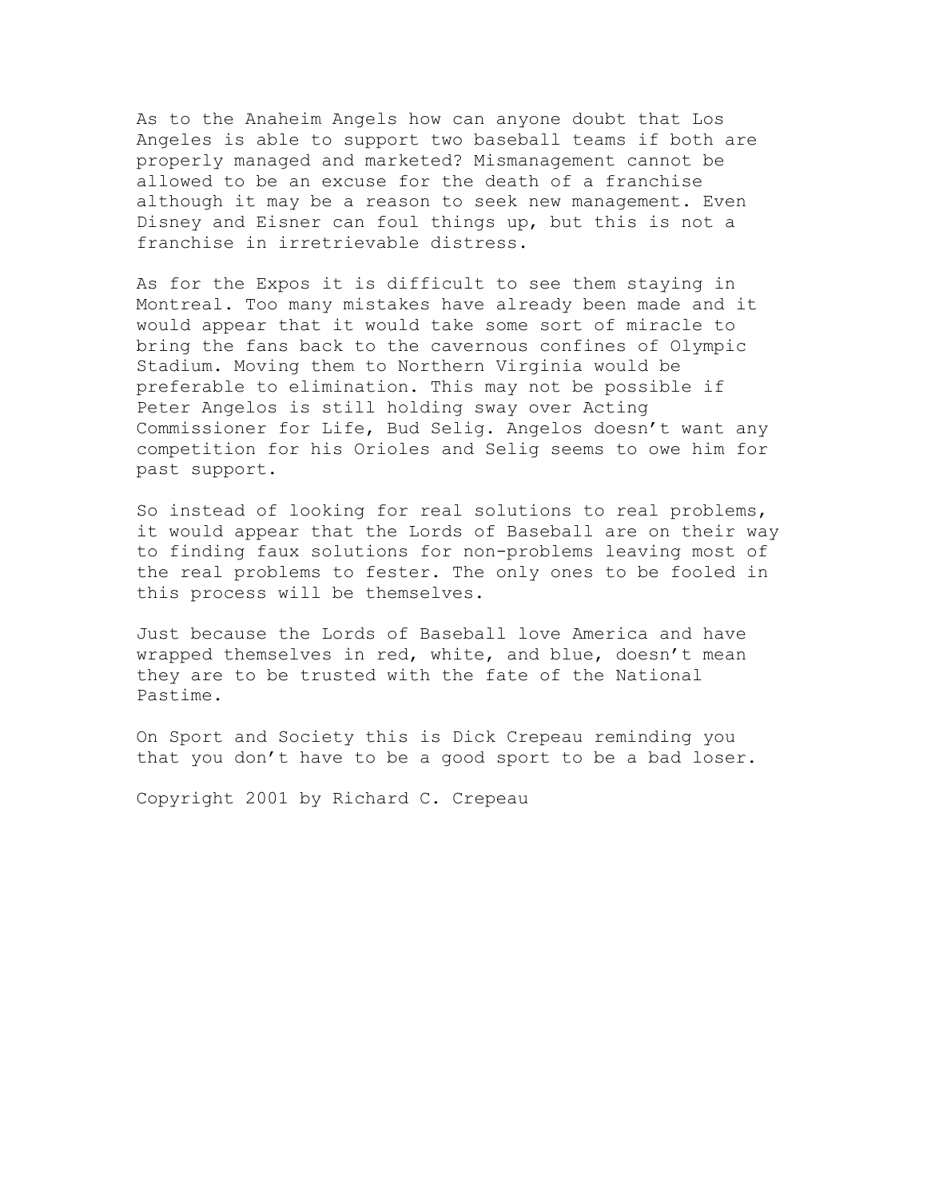As to the Anaheim Angels how can anyone doubt that Los Angeles is able to support two baseball teams if both are properly managed and marketed? Mismanagement cannot be allowed to be an excuse for the death of a franchise although it may be a reason to seek new management. Even Disney and Eisner can foul things up, but this is not a franchise in irretrievable distress.

As for the Expos it is difficult to see them staying in Montreal. Too many mistakes have already been made and it would appear that it would take some sort of miracle to bring the fans back to the cavernous confines of Olympic Stadium. Moving them to Northern Virginia would be preferable to elimination. This may not be possible if Peter Angelos is still holding sway over Acting Commissioner for Life, Bud Selig. Angelos doesn't want any competition for his Orioles and Selig seems to owe him for past support.

So instead of looking for real solutions to real problems, it would appear that the Lords of Baseball are on their way to finding faux solutions for non-problems leaving most of the real problems to fester. The only ones to be fooled in this process will be themselves.

Just because the Lords of Baseball love America and have wrapped themselves in red, white, and blue, doesn't mean they are to be trusted with the fate of the National Pastime.

On Sport and Society this is Dick Crepeau reminding you that you don't have to be a good sport to be a bad loser.

Copyright 2001 by Richard C. Crepeau